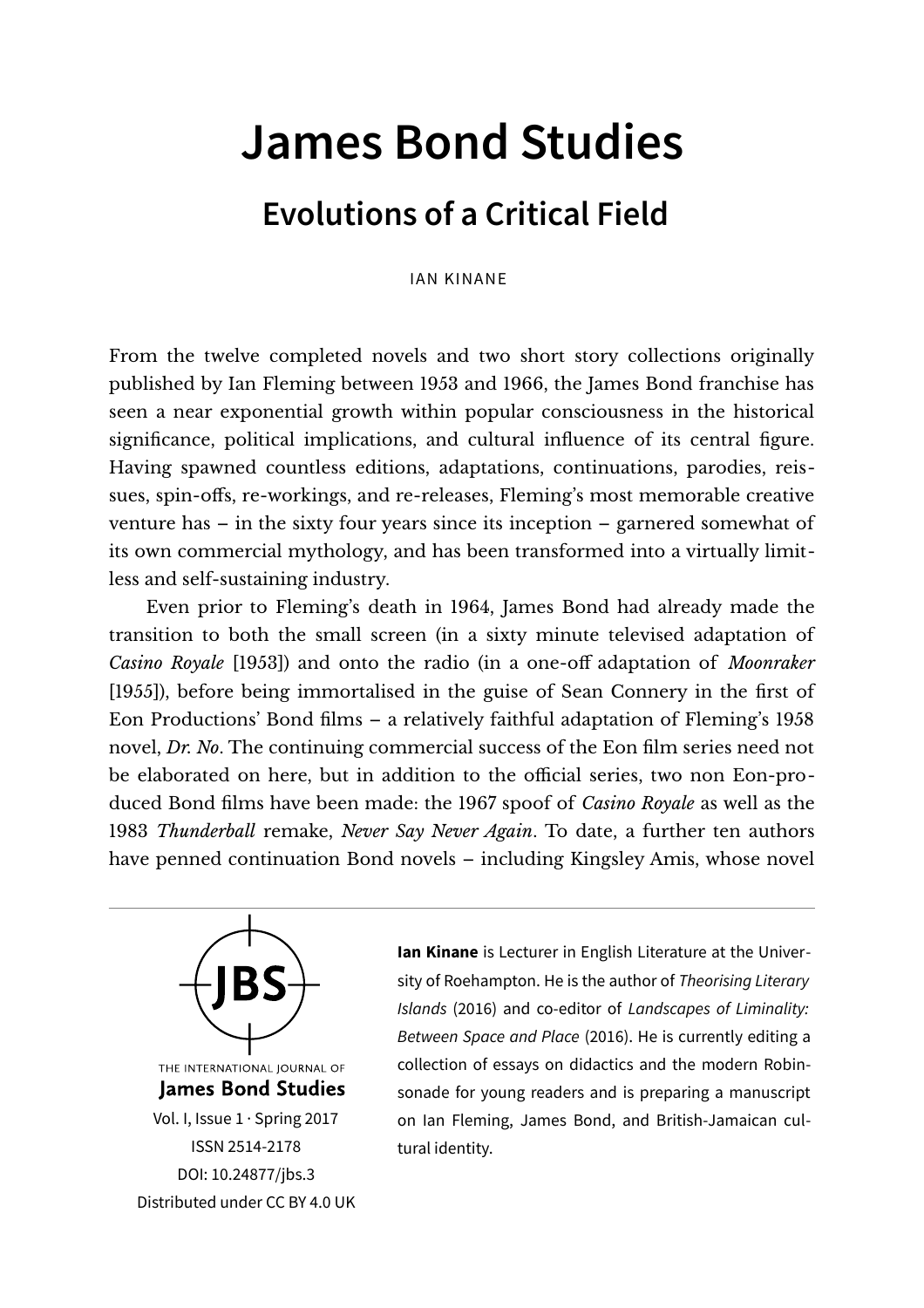# James Bond Studies

## Evolutions of a Critical Field

IAN KINANE

From the twelve completed novels and two short story collections originally published by Ian Fleming between 1953 and 1966, the James Bond franchise has seen a near exponential growth within popular consciousness in the historical significance, political implications, and cultural influence of its central figure. Having spawned countless editions, adaptations, continuations, parodies, reissues, spin-offs, re-workings, and re-releases, Fleming's most memorable creative venture has – in the sixty four years since its inception – garnered somewhat of its own commercial mythology, and has been transformed into a virtually limitless and self-sustaining industry.

Even prior to Fleming's death in 1964, James Bond had already made the transition to both the small screen (in a sixty minute televised adaptation of *Casino Royale* [1953]) and onto the radio (in a one-off adaptation of *Moonraker* [1955]), before being immortalised in the guise of Sean Connery in the first of Eon Productions' Bond films – a relatively faithful adaptation of Fleming's 1958 novel, *Dr. No*. The continuing commercial success of the Eon film series need not be elaborated on here, but in addition to the official series, two non Eon-produced Bond films have been made: the 1967 spoof of *Casino Royale* as well as the 1983 *Thunderball* remake, *Never Say Never Again*. To date, a further ten authors have penned continuation Bond novels – including Kingsley Amis, whose novel

---

THE INTERNATIONAL JOURNAL OF
**James Bond Studies**
Vol. I, Issue 1 · Spring 2017
ISSN 2514-2178
DOI: 10.24877/jbs.3
Distributed under CC BY 4.0 UK

**Ian Kinane** is Lecturer in English Literature at the University of Roehampton. He is the author of *Theorising Literary Islands* (2016) and co-editor of *Landscapes of Liminality: Between Space and Place* (2016). He is currently editing a collection of essays on didactics and the modern Robinsonade for young readers and is preparing a manuscript on Ian Fleming, James Bond, and British-Jamaican cultural identity.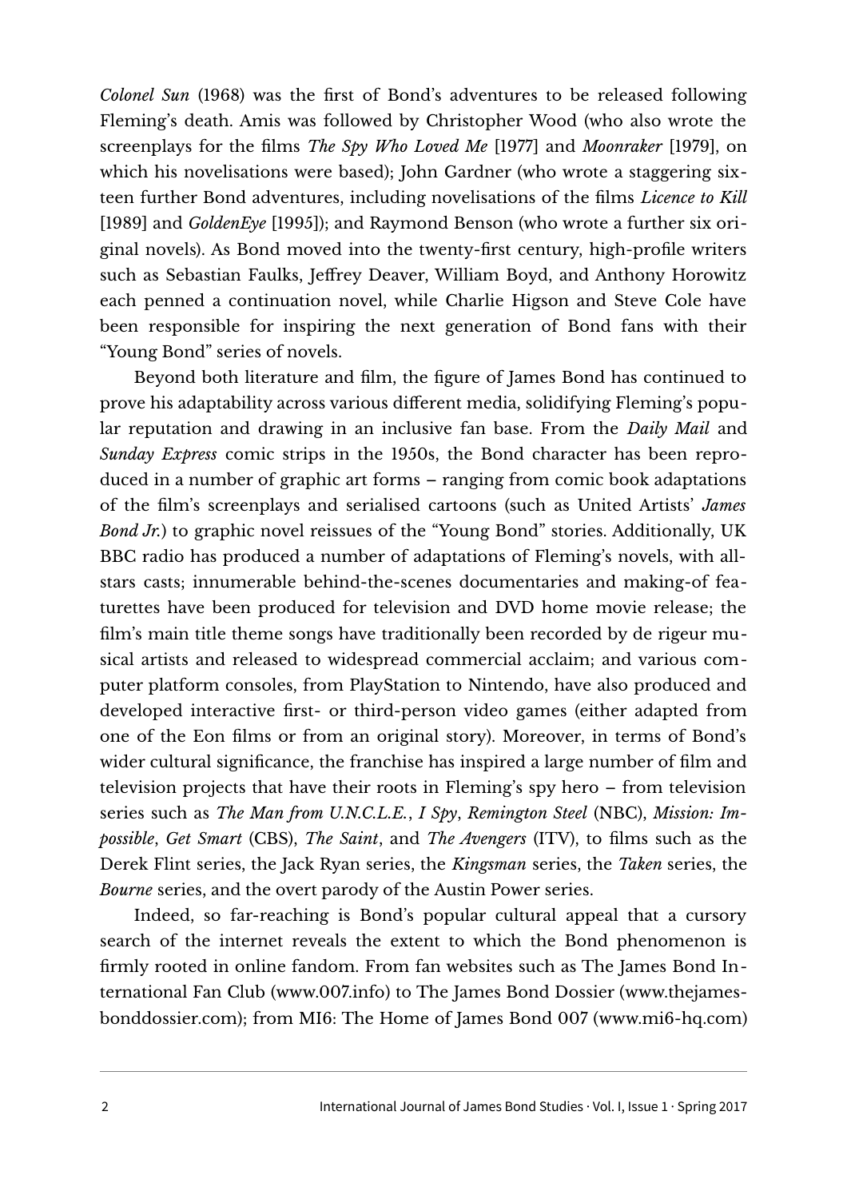*Colonel Sun* (1968) was the first of Bond's adventures to be released following Fleming's death. Amis was followed by Christopher Wood (who also wrote the screenplays for the films *The Spy Who Loved Me* [1977] and *Moonraker* [1979], on which his novelisations were based); John Gardner (who wrote a staggering sixteen further Bond adventures, including novelisations of the films *Licence to Kill* [1989] and *GoldenEye* [1995]); and Raymond Benson (who wrote a further six original novels). As Bond moved into the twenty-first century, high-profile writers such as Sebastian Faulks, Jeffrey Deaver, William Boyd, and Anthony Horowitz each penned a continuation novel, while Charlie Higson and Steve Cole have been responsible for inspiring the next generation of Bond fans with their "Young Bond" series of novels.

Beyond both literature and film, the figure of James Bond has continued to prove his adaptability across various different media, solidifying Fleming's popular reputation and drawing in an inclusive fan base. From the *Daily Mail* and *Sunday Express* comic strips in the 1950s, the Bond character has been reproduced in a number of graphic art forms – ranging from comic book adaptations of the film's screenplays and serialised cartoons (such as United Artists' *James Bond Jr.*) to graphic novel reissues of the "Young Bond" stories. Additionally, UK BBC radio has produced a number of adaptations of Fleming's novels, with all-stars casts; innumerable behind-the-scenes documentaries and making-of featurettes have been produced for television and DVD home movie release; the film's main title theme songs have traditionally been recorded by de rigeur musical artists and released to widespread commercial acclaim; and various computer platform consoles, from PlayStation to Nintendo, have also produced and developed interactive first- or third-person video games (either adapted from one of the Eon films or from an original story). Moreover, in terms of Bond's wider cultural significance, the franchise has inspired a large number of film and television projects that have their roots in Fleming's spy hero – from television series such as *The Man from U.N.C.L.E.*, *I Spy*, *Remington Steel* (NBC), *Mission: Impossible*, *Get Smart* (CBS), *The Saint*, and *The Avengers* (ITV), to films such as the Derek Flint series, the Jack Ryan series, the *Kingsman* series, the *Taken* series, the *Bourne* series, and the overt parody of the Austin Power series.

Indeed, so far-reaching is Bond's popular cultural appeal that a cursory search of the internet reveals the extent to which the Bond phenomenon is firmly rooted in online fandom. From fan websites such as The James Bond International Fan Club (www.007.info) to The James Bond Dossier (www.thejamesbonddossier.com); from MI6: The Home of James Bond 007 (www.mi6-hq.com)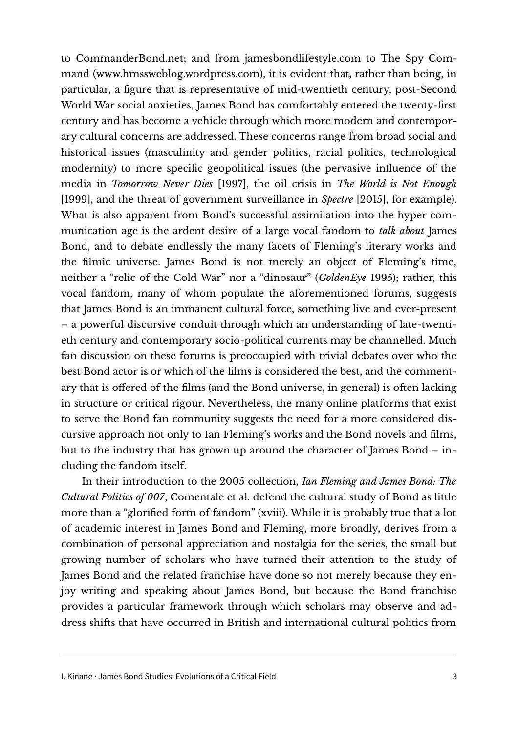to CommanderBond.net; and from jamesbondlifestyle.com to The Spy Command (www.hmssweblog.wordpress.com), it is evident that, rather than being, in particular, a figure that is representative of mid-twentieth century, post-Second World War social anxieties, James Bond has comfortably entered the twenty-first century and has become a vehicle through which more modern and contemporary cultural concerns are addressed. These concerns range from broad social and historical issues (masculinity and gender politics, racial politics, technological modernity) to more specific geopolitical issues (the pervasive influence of the media in *Tomorrow Never Dies* [1997], the oil crisis in *The World is Not Enough* [1999], and the threat of government surveillance in *Spectre* [2015], for example). What is also apparent from Bond's successful assimilation into the hyper communication age is the ardent desire of a large vocal fandom to *talk about* James Bond, and to debate endlessly the many facets of Fleming's literary works and the filmic universe. James Bond is not merely an object of Fleming's time, neither a "relic of the Cold War" nor a "dinosaur" (*GoldenEye* 1995); rather, this vocal fandom, many of whom populate the aforementioned forums, suggests that James Bond is an immanent cultural force, something live and ever-present – a powerful discursive conduit through which an understanding of late-twentieth century and contemporary socio-political currents may be channelled. Much fan discussion on these forums is preoccupied with trivial debates over who the best Bond actor is or which of the films is considered the best, and the commentary that is offered of the films (and the Bond universe, in general) is often lacking in structure or critical rigour. Nevertheless, the many online platforms that exist to serve the Bond fan community suggests the need for a more considered discursive approach not only to Ian Fleming's works and the Bond novels and films, but to the industry that has grown up around the character of James Bond – including the fandom itself.

In their introduction to the 2005 collection, *Ian Fleming and James Bond: The Cultural Politics of 007*, Comentale et al. defend the cultural study of Bond as little more than a "glorified form of fandom" (xviii). While it is probably true that a lot of academic interest in James Bond and Fleming, more broadly, derives from a combination of personal appreciation and nostalgia for the series, the small but growing number of scholars who have turned their attention to the study of James Bond and the related franchise have done so not merely because they enjoy writing and speaking about James Bond, but because the Bond franchise provides a particular framework through which scholars may observe and address shifts that have occurred in British and international cultural politics from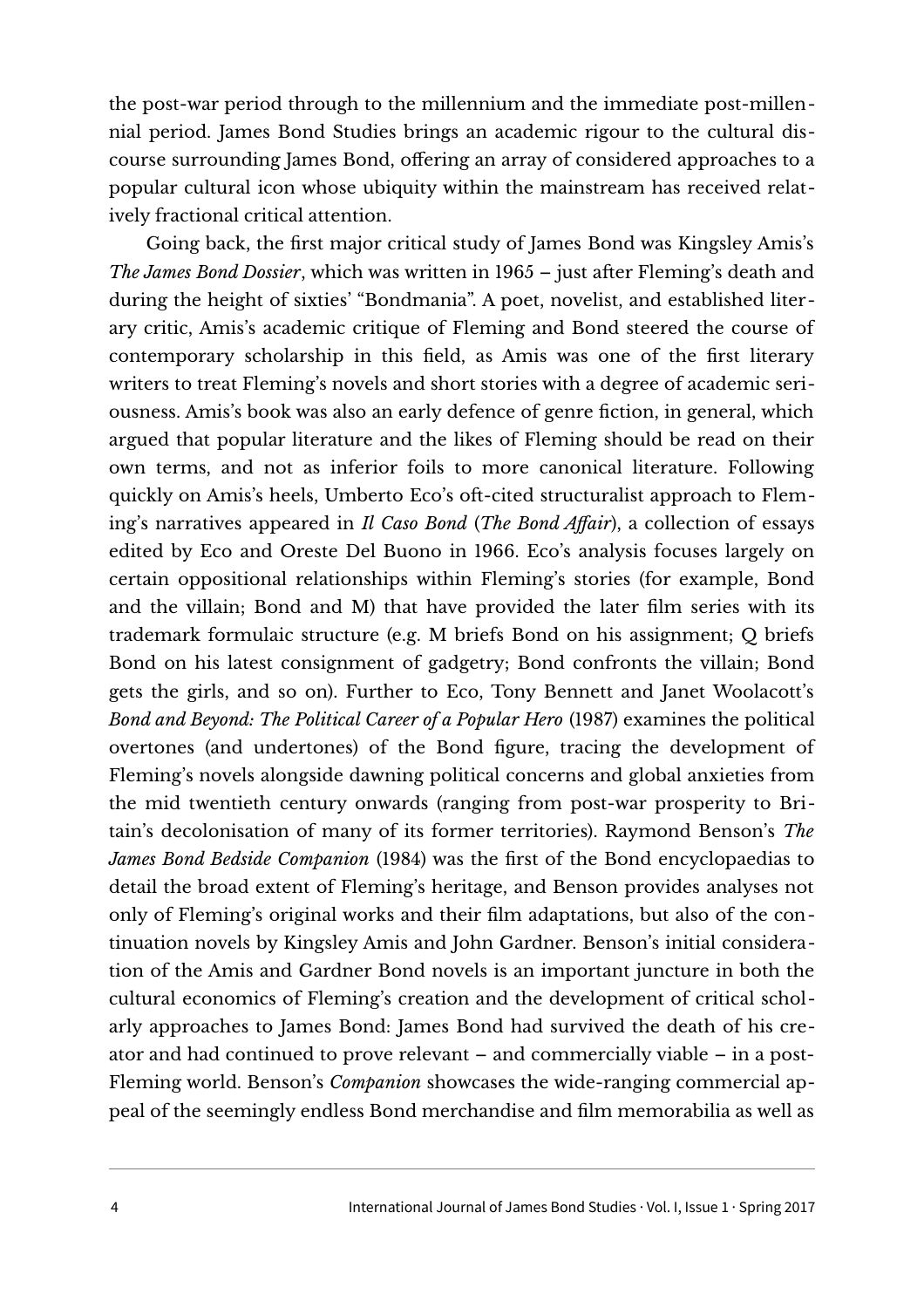the post-war period through to the millennium and the immediate post-millennial period. James Bond Studies brings an academic rigour to the cultural discourse surrounding James Bond, offering an array of considered approaches to a popular cultural icon whose ubiquity within the mainstream has received relatively fractional critical attention.

Going back, the first major critical study of James Bond was Kingsley Amis's *The James Bond Dossier*, which was written in 1965 – just after Fleming's death and during the height of sixties' "Bondmania". A poet, novelist, and established literary critic, Amis's academic critique of Fleming and Bond steered the course of contemporary scholarship in this field, as Amis was one of the first literary writers to treat Fleming's novels and short stories with a degree of academic seriousness. Amis's book was also an early defence of genre fiction, in general, which argued that popular literature and the likes of Fleming should be read on their own terms, and not as inferior foils to more canonical literature. Following quickly on Amis's heels, Umberto Eco's oft-cited structuralist approach to Fleming's narratives appeared in *Il Caso Bond* (*The Bond Affair*), a collection of essays edited by Eco and Oreste Del Buono in 1966. Eco's analysis focuses largely on certain oppositional relationships within Fleming's stories (for example, Bond and the villain; Bond and M) that have provided the later film series with its trademark formulaic structure (e.g. M briefs Bond on his assignment; Q briefs Bond on his latest consignment of gadgetry; Bond confronts the villain; Bond gets the girls, and so on). Further to Eco, Tony Bennett and Janet Woolacott's *Bond and Beyond: The Political Career of a Popular Hero* (1987) examines the political overtones (and undertones) of the Bond figure, tracing the development of Fleming's novels alongside dawning political concerns and global anxieties from the mid twentieth century onwards (ranging from post-war prosperity to Britain's decolonisation of many of its former territories). Raymond Benson's *The James Bond Bedside Companion* (1984) was the first of the Bond encyclopaedias to detail the broad extent of Fleming's heritage, and Benson provides analyses not only of Fleming's original works and their film adaptations, but also of the continuation novels by Kingsley Amis and John Gardner. Benson's initial consideration of the Amis and Gardner Bond novels is an important juncture in both the cultural economics of Fleming's creation and the development of critical scholarly approaches to James Bond: James Bond had survived the death of his creator and had continued to prove relevant – and commercially viable – in a post-Fleming world. Benson's *Companion* showcases the wide-ranging commercial appeal of the seemingly endless Bond merchandise and film memorabilia as well as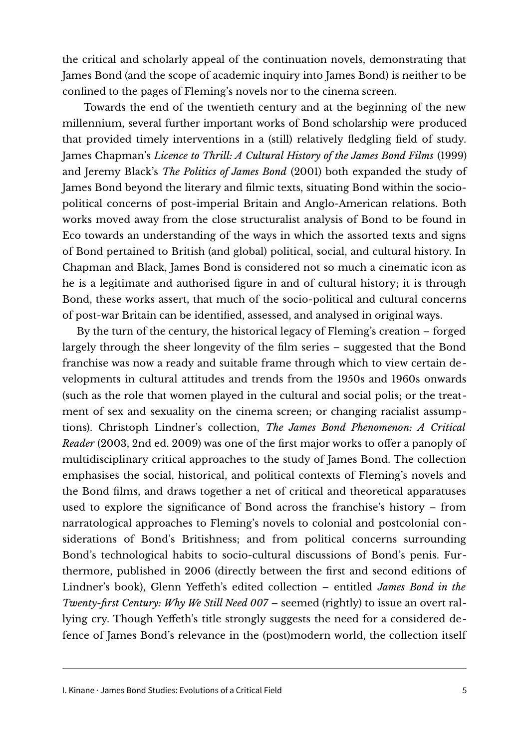the critical and scholarly appeal of the continuation novels, demonstrating that James Bond (and the scope of academic inquiry into James Bond) is neither to be confined to the pages of Fleming's novels nor to the cinema screen.

Towards the end of the twentieth century and at the beginning of the new millennium, several further important works of Bond scholarship were produced that provided timely interventions in a (still) relatively fledgling field of study. James Chapman's *Licence to Thrill: A Cultural History of the James Bond Films* (1999) and Jeremy Black's *The Politics of James Bond* (2001) both expanded the study of James Bond beyond the literary and filmic texts, situating Bond within the socio-political concerns of post-imperial Britain and Anglo-American relations. Both works moved away from the close structuralist analysis of Bond to be found in Eco towards an understanding of the ways in which the assorted texts and signs of Bond pertained to British (and global) political, social, and cultural history. In Chapman and Black, James Bond is considered not so much a cinematic icon as he is a legitimate and authorised figure in and of cultural history; it is through Bond, these works assert, that much of the socio-political and cultural concerns of post-war Britain can be identified, assessed, and analysed in original ways.

By the turn of the century, the historical legacy of Fleming's creation – forged largely through the sheer longevity of the film series – suggested that the Bond franchise was now a ready and suitable frame through which to view certain developments in cultural attitudes and trends from the 1950s and 1960s onwards (such as the role that women played in the cultural and social polis; or the treatment of sex and sexuality on the cinema screen; or changing racialist assumptions). Christoph Lindner's collection, *The James Bond Phenomenon: A Critical Reader* (2003, 2nd ed. 2009) was one of the first major works to offer a panoply of multidisciplinary critical approaches to the study of James Bond. The collection emphasises the social, historical, and political contexts of Fleming's novels and the Bond films, and draws together a net of critical and theoretical apparatuses used to explore the significance of Bond across the franchise's history – from narratological approaches to Fleming's novels to colonial and postcolonial considerations of Bond's Britishness; and from political concerns surrounding Bond's technological habits to socio-cultural discussions of Bond's penis. Furthermore, published in 2006 (directly between the first and second editions of Lindner's book), Glenn Yeffeth's edited collection – entitled *James Bond in the Twenty-first Century: Why We Still Need 007* – seemed (rightly) to issue an overt rallying cry. Though Yeffeth's title strongly suggests the need for a considered defence of James Bond's relevance in the (post)modern world, the collection itself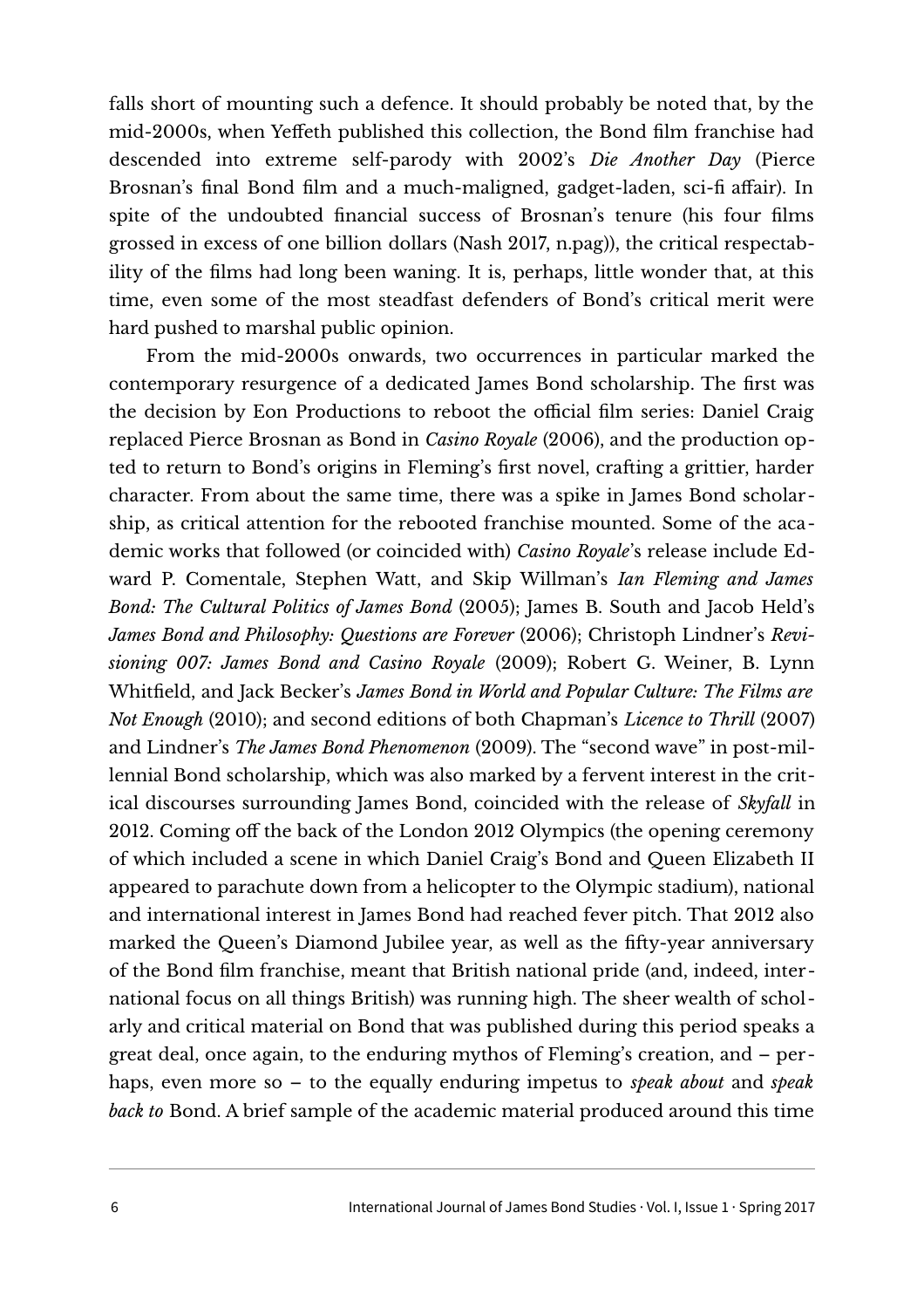falls short of mounting such a defence. It should probably be noted that, by the mid-2000s, when Yeffeth published this collection, the Bond film franchise had descended into extreme self-parody with 2002's *Die Another Day* (Pierce Brosnan's final Bond film and a much-maligned, gadget-laden, sci-fi affair). In spite of the undoubted financial success of Brosnan's tenure (his four films grossed in excess of one billion dollars (Nash 2017, n.pag)), the critical respectability of the films had long been waning. It is, perhaps, little wonder that, at this time, even some of the most steadfast defenders of Bond's critical merit were hard pushed to marshal public opinion.

From the mid-2000s onwards, two occurrences in particular marked the contemporary resurgence of a dedicated James Bond scholarship. The first was the decision by Eon Productions to reboot the official film series: Daniel Craig replaced Pierce Brosnan as Bond in *Casino Royale* (2006), and the production opted to return to Bond's origins in Fleming's first novel, crafting a grittier, harder character. From about the same time, there was a spike in James Bond scholarship, as critical attention for the rebooted franchise mounted. Some of the academic works that followed (or coincided with) *Casino Royale*'s release include Edward P. Comentale, Stephen Watt, and Skip Willman's *Ian Fleming and James Bond: The Cultural Politics of James Bond* (2005); James B. South and Jacob Held's *James Bond and Philosophy: Questions are Forever* (2006); Christoph Lindner's *Revisioning 007: James Bond and Casino Royale* (2009); Robert G. Weiner, B. Lynn Whitfield, and Jack Becker's *James Bond in World and Popular Culture: The Films are Not Enough* (2010); and second editions of both Chapman's *Licence to Thrill* (2007) and Lindner's *The James Bond Phenomenon* (2009). The "second wave" in post-millennial Bond scholarship, which was also marked by a fervent interest in the critical discourses surrounding James Bond, coincided with the release of *Skyfall* in 2012. Coming off the back of the London 2012 Olympics (the opening ceremony of which included a scene in which Daniel Craig's Bond and Queen Elizabeth II appeared to parachute down from a helicopter to the Olympic stadium), national and international interest in James Bond had reached fever pitch. That 2012 also marked the Queen's Diamond Jubilee year, as well as the fifty-year anniversary of the Bond film franchise, meant that British national pride (and, indeed, international focus on all things British) was running high. The sheer wealth of scholarly and critical material on Bond that was published during this period speaks a great deal, once again, to the enduring mythos of Fleming's creation, and – perhaps, even more so – to the equally enduring impetus to *speak about* and *speak back to* Bond. A brief sample of the academic material produced around this time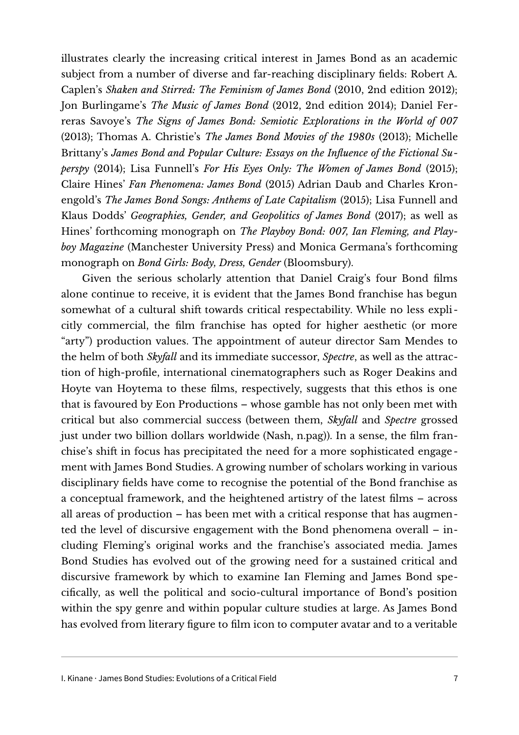illustrates clearly the increasing critical interest in James Bond as an academic subject from a number of diverse and far-reaching disciplinary fields: Robert A. Caplen's *Shaken and Stirred: The Feminism of James Bond* (2010, 2nd edition 2012); Jon Burlingame's *The Music of James Bond* (2012, 2nd edition 2014); Daniel Ferreras Savoye's *The Signs of James Bond: Semiotic Explorations in the World of 007* (2013); Thomas A. Christie's *The James Bond Movies of the 1980s* (2013); Michelle Brittany's *James Bond and Popular Culture: Essays on the Influence of the Fictional Superspy* (2014); Lisa Funnell's *For His Eyes Only: The Women of James Bond* (2015); Claire Hines' *Fan Phenomena: James Bond* (2015) Adrian Daub and Charles Kronengold's *The James Bond Songs: Anthems of Late Capitalism* (2015); Lisa Funnell and Klaus Dodds' *Geographies, Gender, and Geopolitics of James Bond* (2017); as well as Hines' forthcoming monograph on *The Playboy Bond: 007, Ian Fleming, and Playboy Magazine* (Manchester University Press) and Monica Germana's forthcoming monograph on *Bond Girls: Body, Dress, Gender* (Bloomsbury).

Given the serious scholarly attention that Daniel Craig's four Bond films alone continue to receive, it is evident that the James Bond franchise has begun somewhat of a cultural shift towards critical respectability. While no less explicitly commercial, the film franchise has opted for higher aesthetic (or more "arty") production values. The appointment of auteur director Sam Mendes to the helm of both *Skyfall* and its immediate successor, *Spectre*, as well as the attraction of high-profile, international cinematographers such as Roger Deakins and Hoyte van Hoytema to these films, respectively, suggests that this ethos is one that is favoured by Eon Productions – whose gamble has not only been met with critical but also commercial success (between them, *Skyfall* and *Spectre* grossed just under two billion dollars worldwide (Nash, n.pag)). In a sense, the film franchise's shift in focus has precipitated the need for a more sophisticated engagement with James Bond Studies. A growing number of scholars working in various disciplinary fields have come to recognise the potential of the Bond franchise as a conceptual framework, and the heightened artistry of the latest films – across all areas of production – has been met with a critical response that has augmented the level of discursive engagement with the Bond phenomena overall – including Fleming's original works and the franchise's associated media. James Bond Studies has evolved out of the growing need for a sustained critical and discursive framework by which to examine Ian Fleming and James Bond specifically, as well the political and socio-cultural importance of Bond's position within the spy genre and within popular culture studies at large. As James Bond has evolved from literary figure to film icon to computer avatar and to a veritable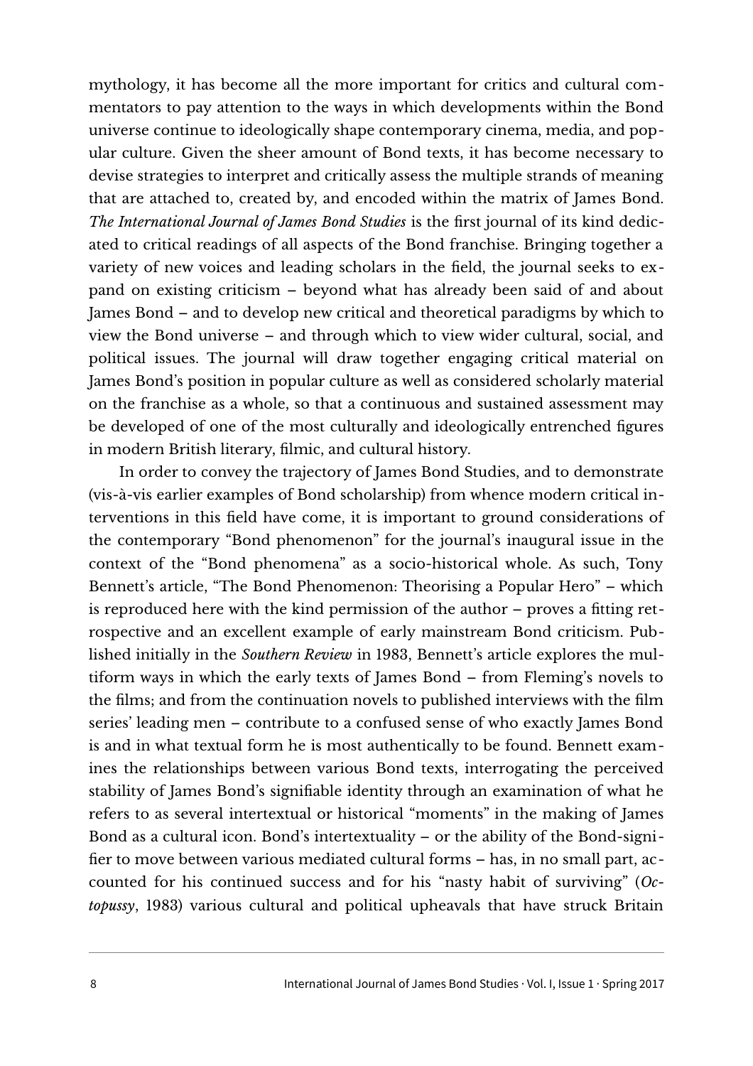mythology, it has become all the more important for critics and cultural commentators to pay attention to the ways in which developments within the Bond universe continue to ideologically shape contemporary cinema, media, and popular culture. Given the sheer amount of Bond texts, it has become necessary to devise strategies to interpret and critically assess the multiple strands of meaning that are attached to, created by, and encoded within the matrix of James Bond. *The International Journal of James Bond Studies* is the first journal of its kind dedicated to critical readings of all aspects of the Bond franchise. Bringing together a variety of new voices and leading scholars in the field, the journal seeks to expand on existing criticism – beyond what has already been said of and about James Bond – and to develop new critical and theoretical paradigms by which to view the Bond universe – and through which to view wider cultural, social, and political issues. The journal will draw together engaging critical material on James Bond's position in popular culture as well as considered scholarly material on the franchise as a whole, so that a continuous and sustained assessment may be developed of one of the most culturally and ideologically entrenched figures in modern British literary, filmic, and cultural history.

In order to convey the trajectory of James Bond Studies, and to demonstrate (vis-à-vis earlier examples of Bond scholarship) from whence modern critical interventions in this field have come, it is important to ground considerations of the contemporary "Bond phenomenon" for the journal's inaugural issue in the context of the "Bond phenomena" as a socio-historical whole. As such, Tony Bennett's article, "The Bond Phenomenon: Theorising a Popular Hero" – which is reproduced here with the kind permission of the author – proves a fitting retrospective and an excellent example of early mainstream Bond criticism. Published initially in the *Southern Review* in 1983, Bennett's article explores the multiform ways in which the early texts of James Bond – from Fleming's novels to the films; and from the continuation novels to published interviews with the film series' leading men – contribute to a confused sense of who exactly James Bond is and in what textual form he is most authentically to be found. Bennett examines the relationships between various Bond texts, interrogating the perceived stability of James Bond's signifiable identity through an examination of what he refers to as several intertextual or historical "moments" in the making of James Bond as a cultural icon. Bond's intertextuality – or the ability of the Bond-signifier to move between various mediated cultural forms – has, in no small part, accounted for his continued success and for his "nasty habit of surviving" (*Octopussy*, 1983) various cultural and political upheavals that have struck Britain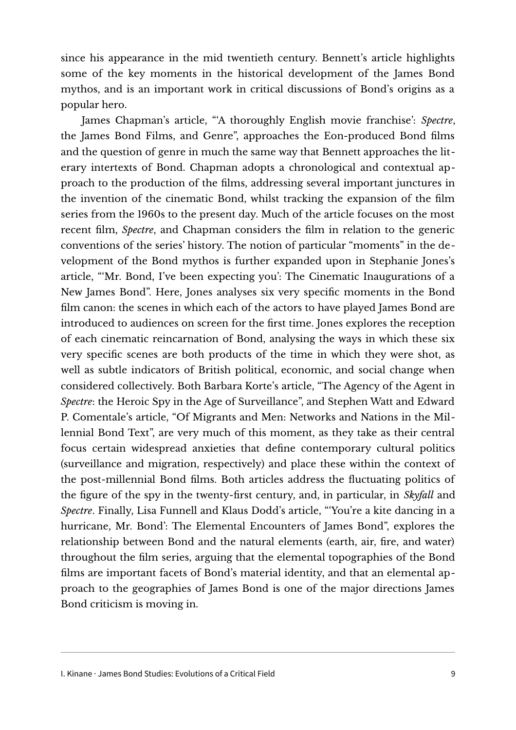since his appearance in the mid twentieth century. Bennett's article highlights some of the key moments in the historical development of the James Bond mythos, and is an important work in critical discussions of Bond's origins as a popular hero.

James Chapman's article, "'A thoroughly English movie franchise': *Spectre*, the James Bond Films, and Genre", approaches the Eon-produced Bond films and the question of genre in much the same way that Bennett approaches the literary intertexts of Bond. Chapman adopts a chronological and contextual approach to the production of the films, addressing several important junctures in the invention of the cinematic Bond, whilst tracking the expansion of the film series from the 1960s to the present day. Much of the article focuses on the most recent film, *Spectre*, and Chapman considers the film in relation to the generic conventions of the series' history. The notion of particular "moments" in the development of the Bond mythos is further expanded upon in Stephanie Jones's article, "'Mr. Bond, I've been expecting you': The Cinematic Inaugurations of a New James Bond". Here, Jones analyses six very specific moments in the Bond film canon: the scenes in which each of the actors to have played James Bond are introduced to audiences on screen for the first time. Jones explores the reception of each cinematic reincarnation of Bond, analysing the ways in which these six very specific scenes are both products of the time in which they were shot, as well as subtle indicators of British political, economic, and social change when considered collectively. Both Barbara Korte's article, "The Agency of the Agent in *Spectre*: the Heroic Spy in the Age of Surveillance", and Stephen Watt and Edward P. Comentale's article, "Of Migrants and Men: Networks and Nations in the Millennial Bond Text", are very much of this moment, as they take as their central focus certain widespread anxieties that define contemporary cultural politics (surveillance and migration, respectively) and place these within the context of the post-millennial Bond films. Both articles address the fluctuating politics of the figure of the spy in the twenty-first century, and, in particular, in *Skyfall* and *Spectre*. Finally, Lisa Funnell and Klaus Dodd's article, "'You're a kite dancing in a hurricane, Mr. Bond': The Elemental Encounters of James Bond", explores the relationship between Bond and the natural elements (earth, air, fire, and water) throughout the film series, arguing that the elemental topographies of the Bond films are important facets of Bond's material identity, and that an elemental approach to the geographies of James Bond is one of the major directions James Bond criticism is moving in.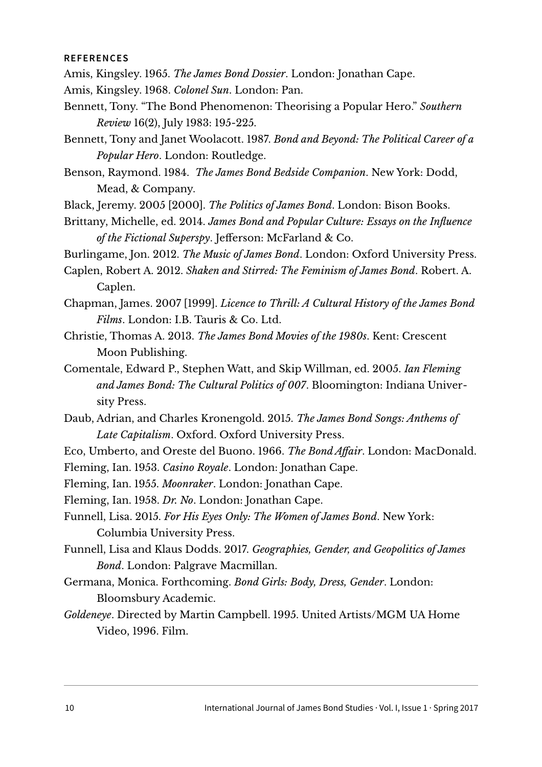## REFERENCES

Amis, Kingsley. 1965. *The James Bond Dossier*. London: Jonathan Cape.

Amis, Kingsley. 1968. *Colonel Sun*. London: Pan.

Bennett, Tony. "The Bond Phenomenon: Theorising a Popular Hero." *Southern Review* 16(2), July 1983: 195-225.

Bennett, Tony and Janet Woolacott. 1987. *Bond and Beyond: The Political Career of a Popular Hero*. London: Routledge.

Benson, Raymond. 1984. *The James Bond Bedside Companion*. New York: Dodd, Mead, & Company.

Black, Jeremy. 2005 [2000]. *The Politics of James Bond*. London: Bison Books.

Brittany, Michelle, ed. 2014. *James Bond and Popular Culture: Essays on the Influence of the Fictional Superspy*. Jefferson: McFarland & Co.

Burlingame, Jon. 2012. *The Music of James Bond*. London: Oxford University Press.

Caplen, Robert A. 2012. *Shaken and Stirred: The Feminism of James Bond*. Robert. A. Caplen.

Chapman, James. 2007 [1999]. *Licence to Thrill: A Cultural History of the James Bond Films*. London: I.B. Tauris & Co. Ltd.

Christie, Thomas A. 2013. *The James Bond Movies of the 1980s*. Kent: Crescent Moon Publishing.

Comentale, Edward P., Stephen Watt, and Skip Willman, ed. 2005. *Ian Fleming and James Bond: The Cultural Politics of 007*. Bloomington: Indiana University Press.

Daub, Adrian, and Charles Kronengold. 2015. *The James Bond Songs: Anthems of Late Capitalism*. Oxford. Oxford University Press.

Eco, Umberto, and Oreste del Buono. 1966. *The Bond Affair*. London: MacDonald.

Fleming, Ian. 1953. *Casino Royale*. London: Jonathan Cape.

Fleming, Ian. 1955. *Moonraker*. London: Jonathan Cape.

Fleming, Ian. 1958. *Dr. No*. London: Jonathan Cape.

Funnell, Lisa. 2015. *For His Eyes Only: The Women of James Bond*. New York: Columbia University Press.

Funnell, Lisa and Klaus Dodds. 2017. *Geographies, Gender, and Geopolitics of James Bond*. London: Palgrave Macmillan.

Germana, Monica. Forthcoming. *Bond Girls: Body, Dress, Gender*. London: Bloomsbury Academic.

*Goldeneye*. Directed by Martin Campbell. 1995. United Artists/MGM UA Home Video, 1996. Film.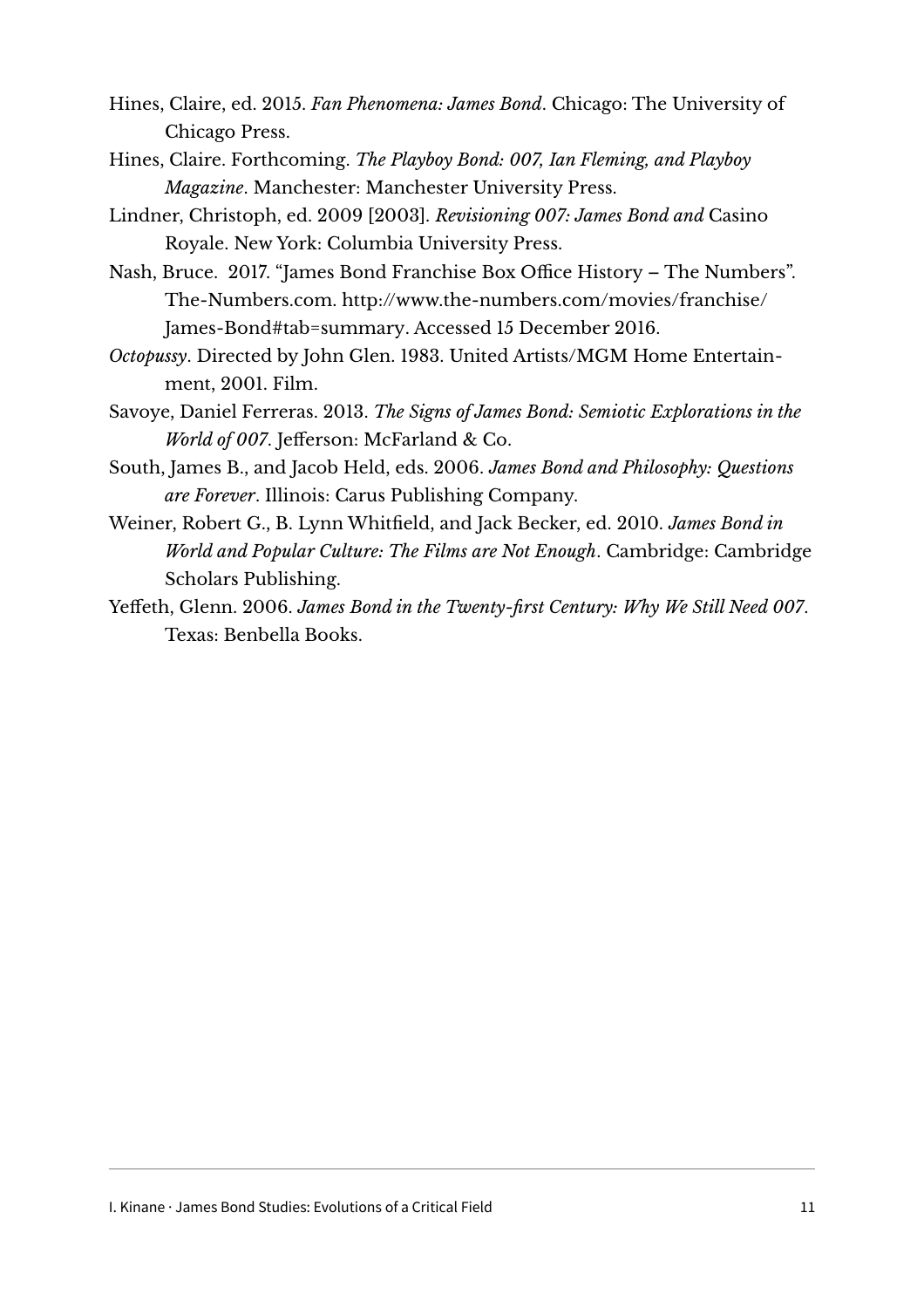Hines, Claire, ed. 2015. *Fan Phenomena: James Bond*. Chicago: The University of Chicago Press.

Hines, Claire. Forthcoming. *The Playboy Bond: 007, Ian Fleming, and Playboy Magazine*. Manchester: Manchester University Press.

Lindner, Christoph, ed. 2009 [2003]. *Revisioning 007: James Bond and* Casino Royale. New York: Columbia University Press.

Nash, Bruce. 2017. "James Bond Franchise Box Office History – The Numbers". The-Numbers.com. http://www.the-numbers.com/movies/franchise/James-Bond#tab=summary. Accessed 15 December 2016.

*Octopussy*. Directed by John Glen. 1983. United Artists/MGM Home Entertainment, 2001. Film.

Savoye, Daniel Ferreras. 2013. *The Signs of James Bond: Semiotic Explorations in the World of 007*. Jefferson: McFarland & Co.

South, James B., and Jacob Held, eds. 2006. *James Bond and Philosophy: Questions are Forever*. Illinois: Carus Publishing Company.

Weiner, Robert G., B. Lynn Whitfield, and Jack Becker, ed. 2010. *James Bond in World and Popular Culture: The Films are Not Enough*. Cambridge: Cambridge Scholars Publishing.

Yeffeth, Glenn. 2006. *James Bond in the Twenty-first Century: Why We Still Need 007*. Texas: Benbella Books.